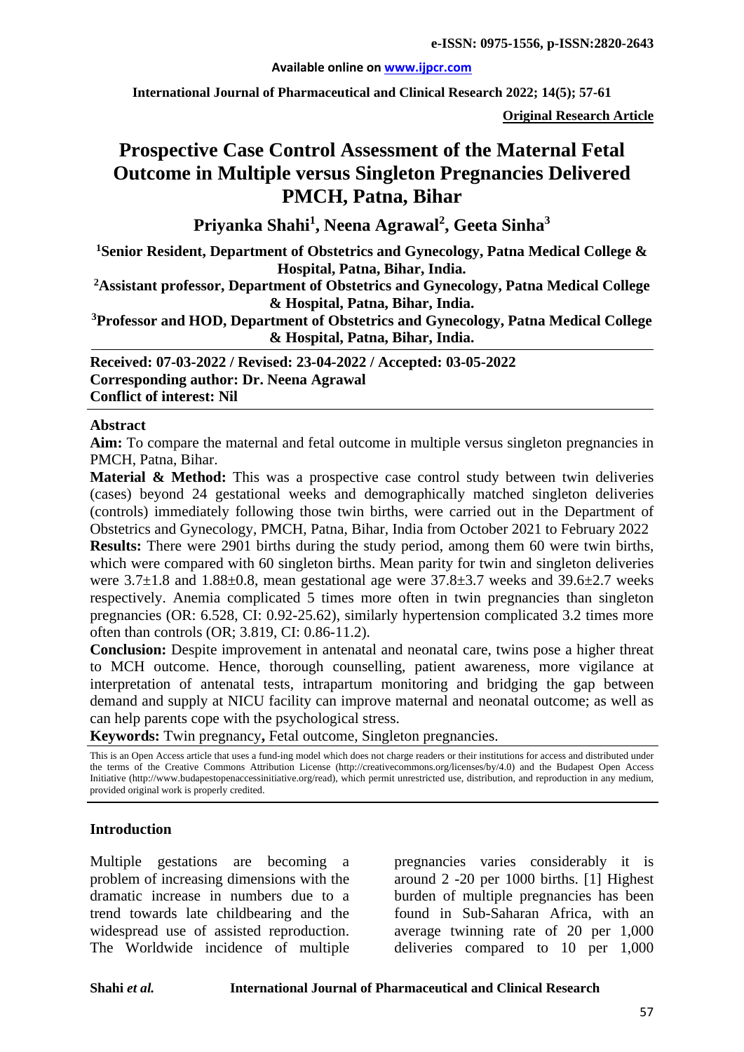e-ISSN: 0975-1556, p-ISSN:2820-2643

Available online on www.ijpcr.com

**Original Research Article**

# Prospective Case Control Assessment of the Maternal Fetal Outcome in Multiple versus Singleton Pregnancies Delivered PMCH, Patna, Bihar

**Priyanka Shahi[1], Neena Agrawal[2], Geeta Sinha[3]**

**[1]Senior Resident, Department of Obstetrics and Gynecology, Patna Medical College & Hospital, Patna, Bihar, India.**

**[2]Assistant professor, Department of Obstetrics and Gynecology, Patna Medical College & Hospital, Patna, Bihar, India.**

**[3]Professor and HOD, Department of Obstetrics and Gynecology, Patna Medical College & Hospital, Patna, Bihar, India.**

**Received: 07-03-2022 / Revised: 23-04-2022 / Accepted: 03-05-2022**
**Corresponding author: Dr. Neena Agrawal**
**Conflict of interest: Nil**

## Abstract

**Aim:** To compare the maternal and fetal outcome in multiple versus singleton pregnancies in PMCH, Patna, Bihar.

**Material & Method:** This was a prospective case control study between twin deliveries (cases) beyond 24 gestational weeks and demographically matched singleton deliveries (controls) immediately following those twin births, were carried out in the Department of Obstetrics and Gynecology, PMCH, Patna, Bihar, India from October 2021 to February 2022

**Results:** There were 2901 births during the study period, among them 60 were twin births, which were compared with 60 singleton births. Mean parity for twin and singleton deliveries were 3.7±1.8 and 1.88±0.8, mean gestational age were 37.8±3.7 weeks and 39.6±2.7 weeks respectively. Anemia complicated 5 times more often in twin pregnancies than singleton pregnancies (OR: 6.528, CI: 0.92-25.62), similarly hypertension complicated 3.2 times more often than controls (OR; 3.819, CI: 0.86-11.2).

**Conclusion:** Despite improvement in antenatal and neonatal care, twins pose a higher threat to MCH outcome. Hence, thorough counselling, patient awareness, more vigilance at interpretation of antenatal tests, intrapartum monitoring and bridging the gap between demand and supply at NICU facility can improve maternal and neonatal outcome; as well as can help parents cope with the psychological stress.

**Keywords:** Twin pregnancy**,** Fetal outcome, Singleton pregnancies.

This is an Open Access article that uses a fund-ing model which does not charge readers or their institutions for access and distributed under the terms of the Creative Commons Attribution License (http://creativecommons.org/licenses/by/4.0) and the Budapest Open Access Initiative (http://www.budapestopenaccessinitiative.org/read), which permit unrestricted use, distribution, and reproduction in any medium, provided original work is properly credited.

## Introduction

Multiple gestations are becoming a problem of increasing dimensions with the dramatic increase in numbers due to a trend towards late childbearing and the widespread use of assisted reproduction. The Worldwide incidence of multiple pregnancies varies considerably it is around 2 -20 per 1000 births. [1] Highest burden of multiple pregnancies has been found in Sub-Saharan Africa, with an average twinning rate of 20 per 1,000 deliveries compared to 10 per 1,000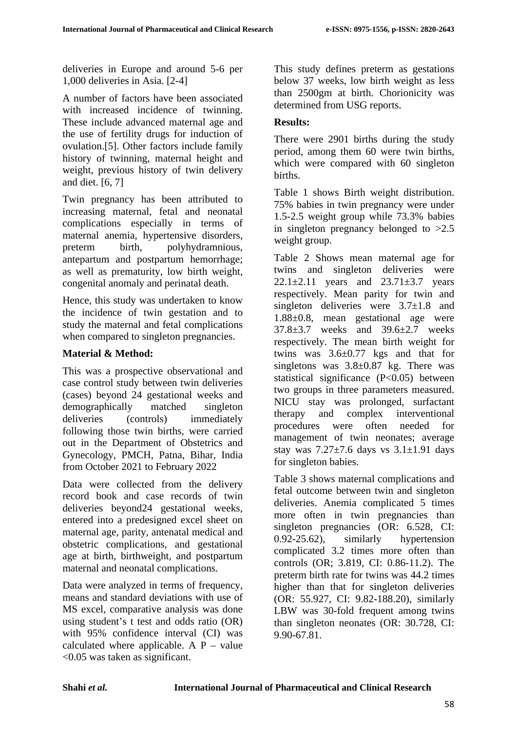deliveries in Europe and around 5-6 per 1,000 deliveries in Asia. [2-4]

A number of factors have been associated with increased incidence of twinning. These include advanced maternal age and the use of fertility drugs for induction of ovulation.[5]. Other factors include family history of twinning, maternal height and weight, previous history of twin delivery and diet. [6, 7]

Twin pregnancy has been attributed to increasing maternal, fetal and neonatal complications especially in terms of maternal anemia, hypertensive disorders, preterm birth, polyhydramnious, antepartum and postpartum hemorrhage; as well as prematurity, low birth weight, congenital anomaly and perinatal death.

Hence, this study was undertaken to know the incidence of twin gestation and to study the maternal and fetal complications when compared to singleton pregnancies.

**Material & Method:**

This was a prospective observational and case control study between twin deliveries (cases) beyond 24 gestational weeks and demographically matched singleton deliveries (controls) immediately following those twin births, were carried out in the Department of Obstetrics and Gynecology, PMCH, Patna, Bihar, India from October 2021 to February 2022

Data were collected from the delivery record book and case records of twin deliveries beyond24 gestational weeks, entered into a predesigned excel sheet on maternal age, parity, antenatal medical and obstetric complications, and gestational age at birth, birthweight, and postpartum maternal and neonatal complications.

Data were analyzed in terms of frequency, means and standard deviations with use of MS excel, comparative analysis was done using student's t test and odds ratio (OR) with 95% confidence interval (CI) was calculated where applicable. A P – value <0.05 was taken as significant.

This study defines preterm as gestations below 37 weeks, low birth weight as less than 2500gm at birth. Chorionicity was determined from USG reports.

**Results:**

There were 2901 births during the study period, among them 60 were twin births, which were compared with 60 singleton births.

Table 1 shows Birth weight distribution. 75% babies in twin pregnancy were under 1.5-2.5 weight group while 73.3% babies in singleton pregnancy belonged to >2.5 weight group.

Table 2 Shows mean maternal age for twins and singleton deliveries were 22.1±2.11 years and 23.71±3.7 years respectively. Mean parity for twin and singleton deliveries were 3.7±1.8 and 1.88±0.8, mean gestational age were 37.8±3.7 weeks and 39.6±2.7 weeks respectively. The mean birth weight for twins was 3.6±0.77 kgs and that for singletons was 3.8±0.87 kg. There was statistical significance ($P<0.05$) between two groups in three parameters measured. NICU stay was prolonged, surfactant therapy and complex interventional procedures were often needed for management of twin neonates; average stay was 7.27±7.6 days vs 3.1±1.91 days for singleton babies.

Table 3 shows maternal complications and fetal outcome between twin and singleton deliveries. Anemia complicated 5 times more often in twin pregnancies than singleton pregnancies (OR: 6.528, CI: 0.92-25.62), similarly hypertension complicated 3.2 times more often than controls (OR; 3.819, CI: 0.86-11.2). The preterm birth rate for twins was 44.2 times higher than that for singleton deliveries (OR: 55.927, CI: 9.82-188.20), similarly LBW was 30-fold frequent among twins than singleton neonates (OR: 30.728, CI: 9.90-67.81.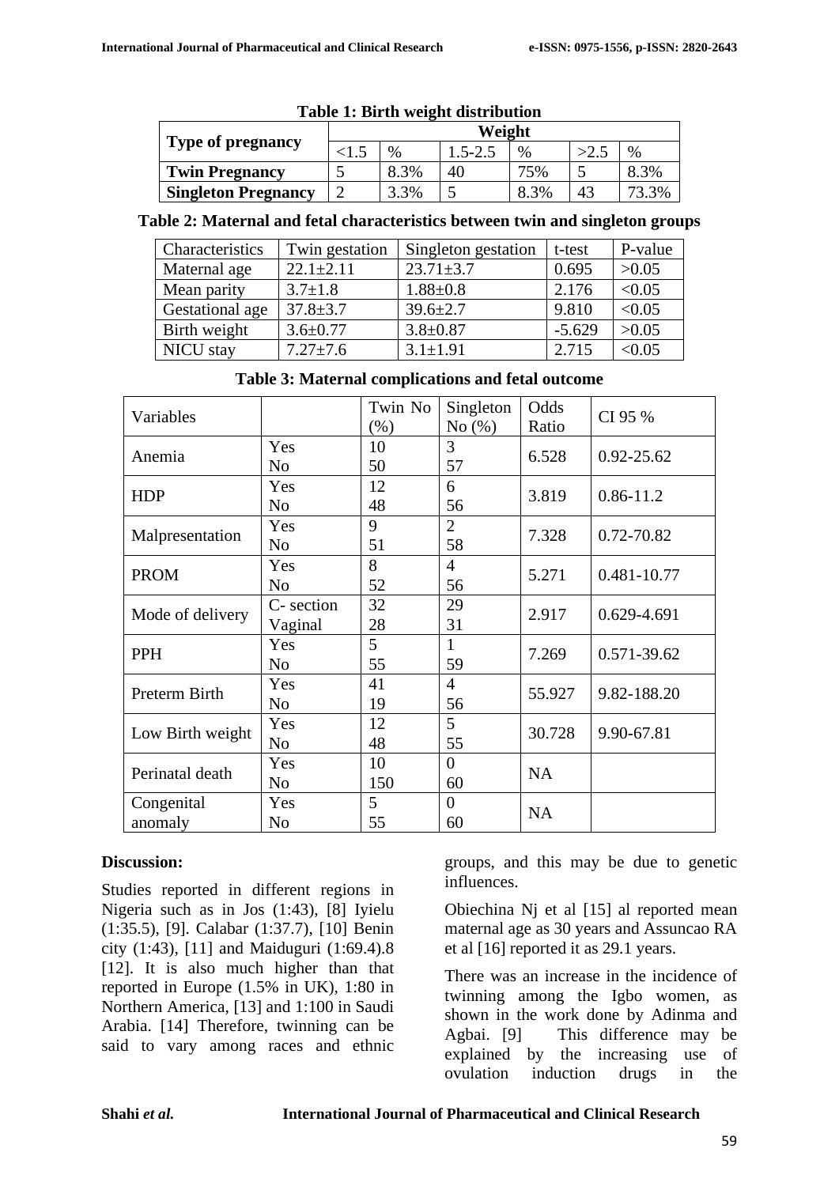**Table 1: Birth weight distribution**

| Type of pregnancy | Weight | | | | | |
|---|---|---|---|---|---|---|
| | <1.5 | % | 1.5-2.5 | % | >2.5 | % |
| **Twin Pregnancy** | 5 | 8.3% | 40 | 75% | 5 | 8.3% |
| **Singleton Pregnancy** | 2 | 3.3% | 5 | 8.3% | 43 | 73.3% |

**Table 2: Maternal and fetal characteristics between twin and singleton groups**

| Characteristics | Twin gestation | Singleton gestation | t-test | P-value |
|---|---|---|---|---|
| Maternal age | 22.1±2.11 | 23.71±3.7 | 0.695 | >0.05 |
| Mean parity | 3.7±1.8 | 1.88±0.8 | 2.176 | <0.05 |
| Gestational age | 37.8±3.7 | 39.6±2.7 | 9.810 | <0.05 |
| Birth weight | 3.6±0.77 | 3.8±0.87 | -5.629 | >0.05 |
| NICU stay | 7.27±7.6 | 3.1±1.91 | 2.715 | <0.05 |

**Table 3: Maternal complications and fetal outcome**

| Variables | | Twin No (%) | Singleton No (%) | Odds Ratio | CI 95 % |
|---|---|---|---|---|---|
| Anemia | Yes | 10 | 3 | 6.528 | 0.92-25.62 |
| | No | 50 | 57 | | |
| HDP | Yes | 12 | 6 | 3.819 | 0.86-11.2 |
| | No | 48 | 56 | | |
| Malpresentation | Yes | 9 | 2 | 7.328 | 0.72-70.82 |
| | No | 51 | 58 | | |
| PROM | Yes | 8 | 4 | 5.271 | 0.481-10.77 |
| | No | 52 | 56 | | |
| Mode of delivery | C- section | 32 | 29 | 2.917 | 0.629-4.691 |
| | Vaginal | 28 | 31 | | |
| PPH | Yes | 5 | 1 | 7.269 | 0.571-39.62 |
| | No | 55 | 59 | | |
| Preterm Birth | Yes | 41 | 4 | 55.927 | 9.82-188.20 |
| | No | 19 | 56 | | |
| Low Birth weight | Yes | 12 | 5 | 30.728 | 9.90-67.81 |
| | No | 48 | 55 | | |
| Perinatal death | Yes | 10 | 0 | NA | |
| | No | 150 | 60 | | |
| Congenital anomaly | Yes | 5 | 0 | NA | |
| | No | 55 | 60 | | |

## Discussion:

Studies reported in different regions in Nigeria such as in Jos (1:43), [8] Iyielu (1:35.5), [9]. Calabar (1:37.7), [10] Benin city (1:43), [11] and Maiduguri (1:69.4).8 [12]. It is also much higher than that reported in Europe (1.5% in UK), 1:80 in Northern America, [13] and 1:100 in Saudi Arabia. [14] Therefore, twinning can be said to vary among races and ethnic groups, and this may be due to genetic influences.

Obiechina Nj et al [15] al reported mean maternal age as 30 years and Assuncao RA et al [16] reported it as 29.1 years.

There was an increase in the incidence of twinning among the Igbo women, as shown in the work done by Adinma and Agbai. [9] This difference may be explained by the increasing use of ovulation induction drugs in the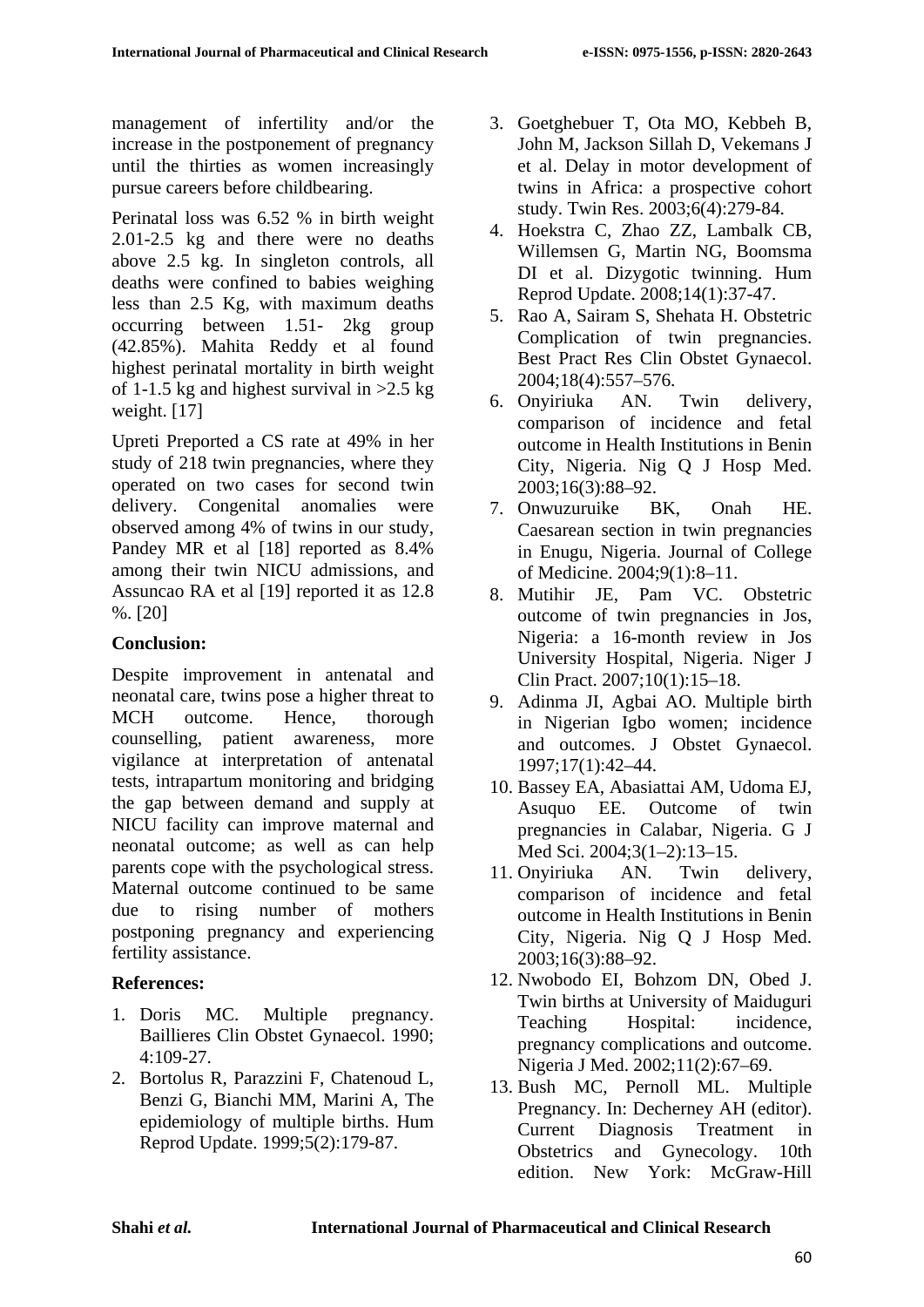management of infertility and/or the increase in the postponement of pregnancy until the thirties as women increasingly pursue careers before childbearing.

Perinatal loss was 6.52 % in birth weight 2.01-2.5 kg and there were no deaths above 2.5 kg. In singleton controls, all deaths were confined to babies weighing less than 2.5 Kg, with maximum deaths occurring between 1.51- 2kg group (42.85%). Mahita Reddy et al found highest perinatal mortality in birth weight of 1-1.5 kg and highest survival in >2.5 kg weight. [17]

Upreti Preported a CS rate at 49% in her study of 218 twin pregnancies, where they operated on two cases for second twin delivery. Congenital anomalies were observed among 4% of twins in our study, Pandey MR et al [18] reported as 8.4% among their twin NICU admissions, and Assuncao RA et al [19] reported it as 12.8 %. [20]

**Conclusion:**

Despite improvement in antenatal and neonatal care, twins pose a higher threat to MCH outcome. Hence, thorough counselling, patient awareness, more vigilance at interpretation of antenatal tests, intrapartum monitoring and bridging the gap between demand and supply at NICU facility can improve maternal and neonatal outcome; as well as can help parents cope with the psychological stress. Maternal outcome continued to be same due to rising number of mothers postponing pregnancy and experiencing fertility assistance.

**References:**

1. Doris MC. Multiple pregnancy. Baillieres Clin Obstet Gynaecol. 1990; 4:109-27.
2. Bortolus R, Parazzini F, Chatenoud L, Benzi G, Bianchi MM, Marini A, The epidemiology of multiple births. Hum Reprod Update. 1999;5(2):179-87.
3. Goetghebuer T, Ota MO, Kebbeh B, John M, Jackson Sillah D, Vekemans J et al. Delay in motor development of twins in Africa: a prospective cohort study. Twin Res. 2003;6(4):279-84.
4. Hoekstra C, Zhao ZZ, Lambalk CB, Willemsen G, Martin NG, Boomsma DI et al. Dizygotic twinning. Hum Reprod Update. 2008;14(1):37-47.
5. Rao A, Sairam S, Shehata H. Obstetric Complication of twin pregnancies. Best Pract Res Clin Obstet Gynaecol. 2004;18(4):557–576.
6. Onyiriuka AN. Twin delivery, comparison of incidence and fetal outcome in Health Institutions in Benin City, Nigeria. Nig Q J Hosp Med. 2003;16(3):88–92.
7. Onwuzuruike BK, Onah HE. Caesarean section in twin pregnancies in Enugu, Nigeria. Journal of College of Medicine. 2004;9(1):8–11.
8. Mutihir JE, Pam VC. Obstetric outcome of twin pregnancies in Jos, Nigeria: a 16-month review in Jos University Hospital, Nigeria. Niger J Clin Pract. 2007;10(1):15–18.
9. Adinma JI, Agbai AO. Multiple birth in Nigerian Igbo women; incidence and outcomes. J Obstet Gynaecol. 1997;17(1):42–44.
10. Bassey EA, Abasiattai AM, Udoma EJ, Asuquo EE. Outcome of twin pregnancies in Calabar, Nigeria. G J Med Sci. 2004;3(1–2):13–15.
11. Onyiriuka AN. Twin delivery, comparison of incidence and fetal outcome in Health Institutions in Benin City, Nigeria. Nig Q J Hosp Med. 2003;16(3):88–92.
12. Nwobodo EI, Bohzom DN, Obed J. Twin births at University of Maiduguri Teaching Hospital: incidence, pregnancy complications and outcome. Nigeria J Med. 2002;11(2):67–69.
13. Bush MC, Pernoll ML. Multiple Pregnancy. In: Decherney AH (editor). Current Diagnosis Treatment in Obstetrics and Gynecology. 10th edition. New York: McGraw-Hill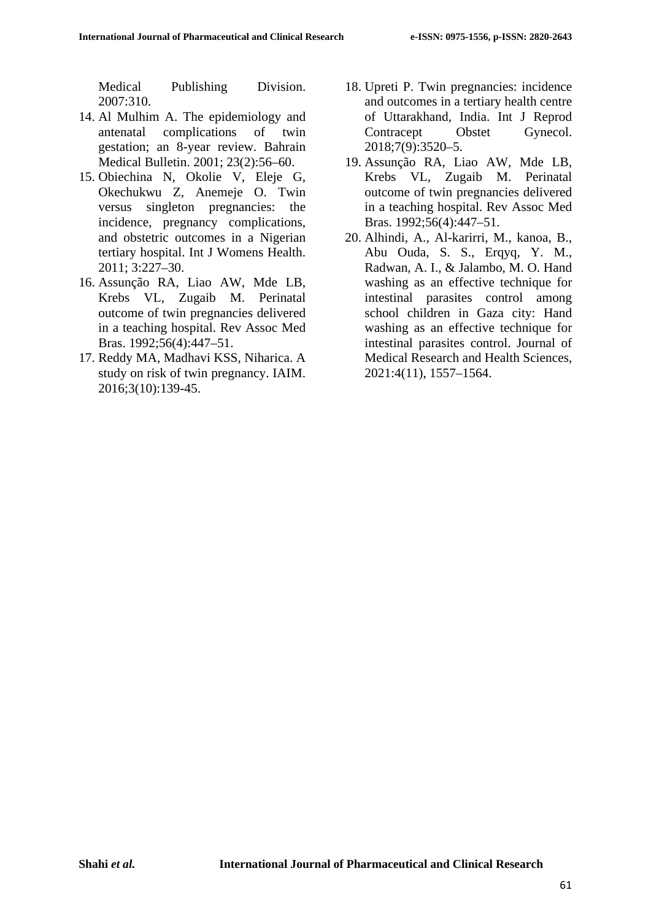Medical Publishing Division. 2007:310.

14. Al Mulhim A. The epidemiology and antenatal complications of twin gestation; an 8-year review. Bahrain Medical Bulletin. 2001; 23(2):56–60.
15. Obiechina N, Okolie V, Eleje G, Okechukwu Z, Anemeje O. Twin versus singleton pregnancies: the incidence, pregnancy complications, and obstetric outcomes in a Nigerian tertiary hospital. Int J Womens Health. 2011; 3:227–30.
16. Assunção RA, Liao AW, Mde LB, Krebs VL, Zugaib M. Perinatal outcome of twin pregnancies delivered in a teaching hospital. Rev Assoc Med Bras. 1992;56(4):447–51.
17. Reddy MA, Madhavi KSS, Niharica. A study on risk of twin pregnancy. IAIM. 2016;3(10):139-45.
18. Upreti P. Twin pregnancies: incidence and outcomes in a tertiary health centre of Uttarakhand, India. Int J Reprod Contracept Obstet Gynecol. 2018;7(9):3520–5.
19. Assunção RA, Liao AW, Mde LB, Krebs VL, Zugaib M. Perinatal outcome of twin pregnancies delivered in a teaching hospital. Rev Assoc Med Bras. 1992;56(4):447–51.
20. Alhindi, A., Al-karirri, M., kanoa, B., Abu Ouda, S. S., Erqyq, Y. M., Radwan, A. I., & Jalambo, M. O. Hand washing as an effective technique for intestinal parasites control among school children in Gaza city: Hand washing as an effective technique for intestinal parasites control. Journal of Medical Research and Health Sciences, 2021:4(11), 1557–1564.